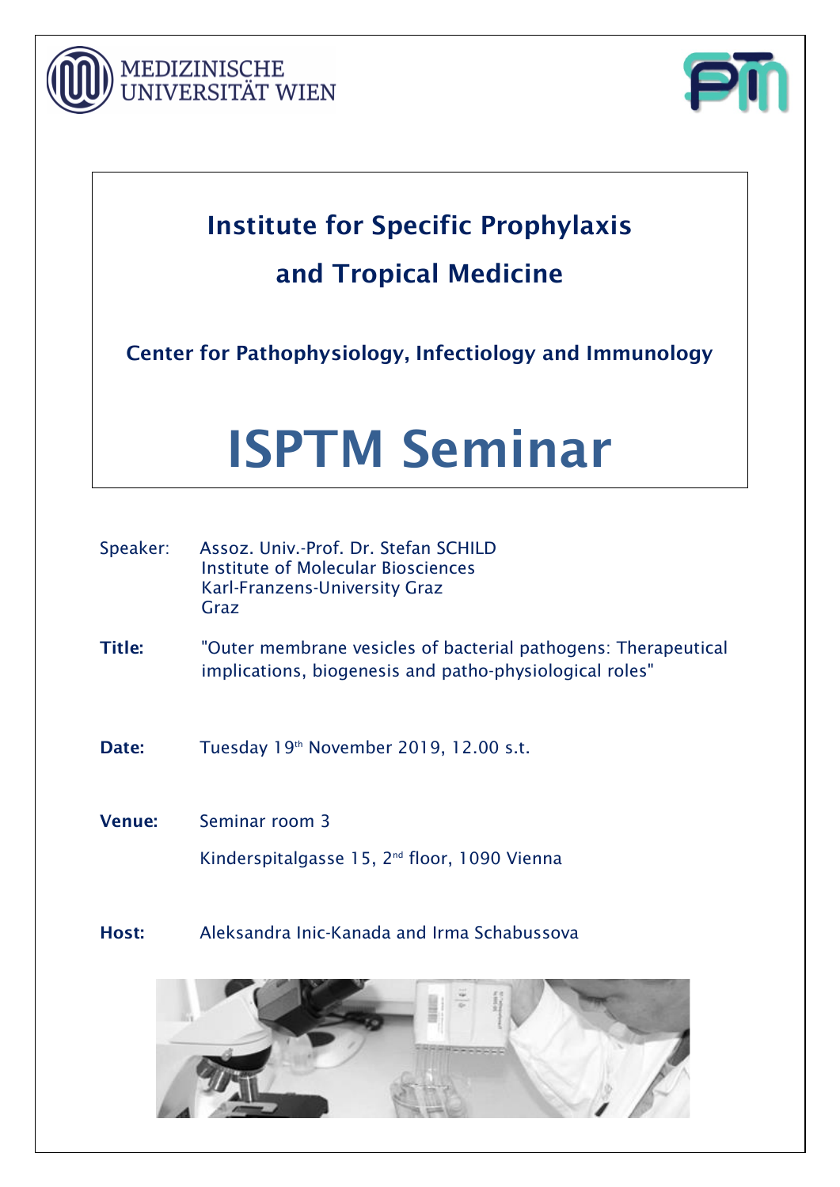MEDIZINISCHE UNIVERSITÄT WIEN

# Institute for Specific Prophylaxis and Tropical Medicine

## Center for Pathophysiology, Infectiology and Immunology

# ISPTM Seminar

Speaker: Assoz. Univ.-Prof. Dr. Stefan SCHILD
Institute of Molecular Biosciences
Karl-Franzens-University Graz
Graz

**Title:** "Outer membrane vesicles of bacterial pathogens: Therapeutical implications, biogenesis and patho-physiological roles"

**Date:** Tuesday 19th November 2019, 12.00 s.t.

**Venue:** Seminar room 3

Kinderspitalgasse 15, 2nd floor, 1090 Vienna

**Host:** Aleksandra Inic-Kanada and Irma Schabussova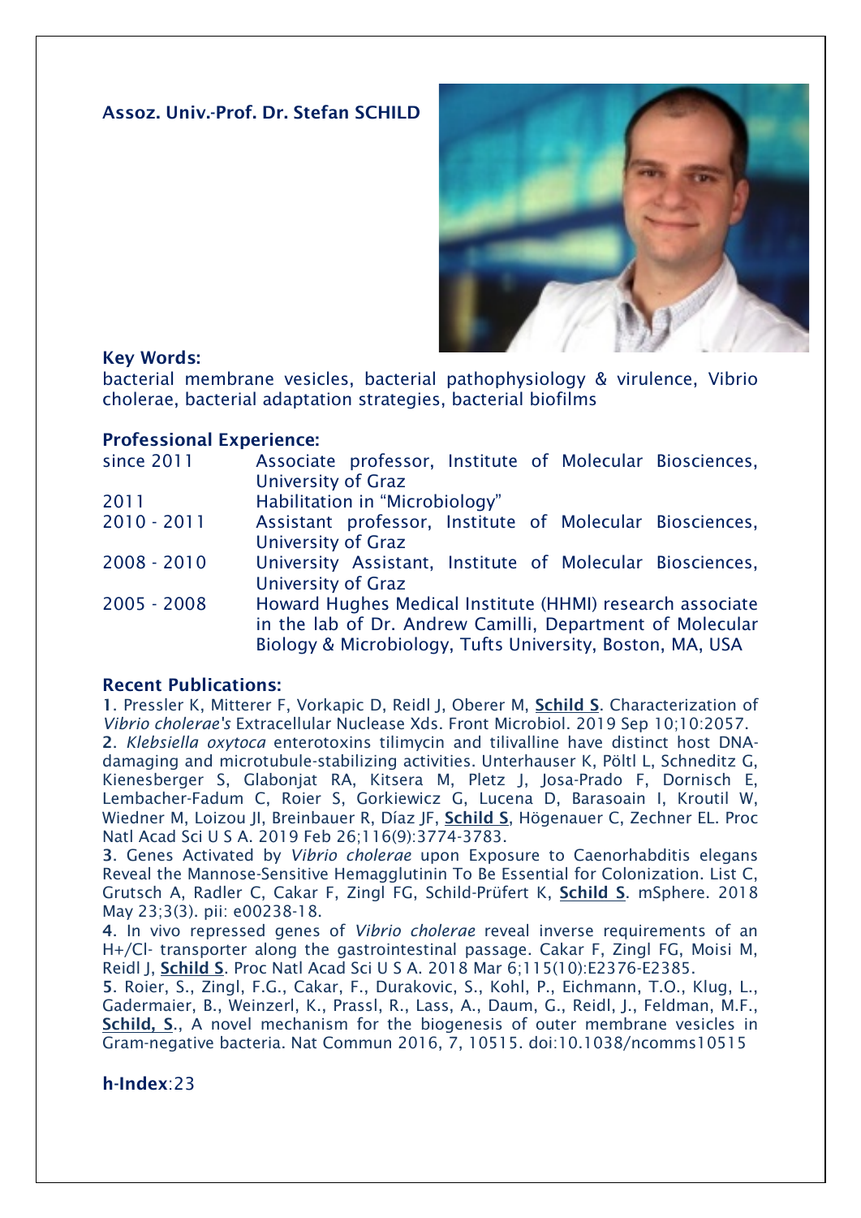**Assoz. Univ.-Prof. Dr. Stefan SCHILD**

**Key Words:**

bacterial membrane vesicles, bacterial pathophysiology & virulence, Vibrio cholerae, bacterial adaptation strategies, bacterial biofilms

**Professional Experience:**

| | |
|---|---|
| since 2011 | Associate professor, Institute of Molecular Biosciences, University of Graz |
| 2011 | Habilitation in "Microbiology" |
| 2010 - 2011 | Assistant professor, Institute of Molecular Biosciences, University of Graz |
| 2008 - 2010 | University Assistant, Institute of Molecular Biosciences, University of Graz |
| 2005 - 2008 | Howard Hughes Medical Institute (HHMI) research associate in the lab of Dr. Andrew Camilli, Department of Molecular Biology & Microbiology, Tufts University, Boston, MA, USA |

**Recent Publications:**

**1**. Pressler K, Mitterer F, Vorkapic D, Reidl J, Oberer M, **Schild S**. Characterization of *Vibrio cholerae's* Extracellular Nuclease Xds. Front Microbiol. 2019 Sep 10;10:2057.

**2**. *Klebsiella oxytoca* enterotoxins tilimycin and tilivalline have distinct host DNA-damaging and microtubule-stabilizing activities. Unterhauser K, Pöltl L, Schneditz G, Kienesberger S, Glabonjat RA, Kitsera M, Pletz J, Josa-Prado F, Dornisch E, Lembacher-Fadum C, Roier S, Gorkiewicz G, Lucena D, Barasoain I, Kroutil W, Wiedner M, Loizou JI, Breinbauer R, Díaz JF, **Schild S**, Högenauer C, Zechner EL. Proc Natl Acad Sci U S A. 2019 Feb 26;116(9):3774-3783.

**3**. Genes Activated by *Vibrio cholerae* upon Exposure to Caenorhabditis elegans Reveal the Mannose-Sensitive Hemagglutinin To Be Essential for Colonization. List C, Grutsch A, Radler C, Cakar F, Zingl FG, Schild-Prüfert K, **Schild S**. mSphere. 2018 May 23;3(3). pii: e00238-18.

**4**. In vivo repressed genes of *Vibrio cholerae* reveal inverse requirements of an H+/Cl- transporter along the gastrointestinal passage. Cakar F, Zingl FG, Moisi M, Reidl J, **Schild S**. Proc Natl Acad Sci U S A. 2018 Mar 6;115(10):E2376-E2385.

**5**. Roier, S., Zingl, F.G., Cakar, F., Durakovic, S., Kohl, P., Eichmann, T.O., Klug, L., Gadermaier, B., Weinzerl, K., Prassl, R., Lass, A., Daum, G., Reidl, J., Feldman, M.F., **Schild, S**., A novel mechanism for the biogenesis of outer membrane vesicles in Gram-negative bacteria. Nat Commun 2016, 7, 10515. doi:10.1038/ncomms10515

**h-Index**:23